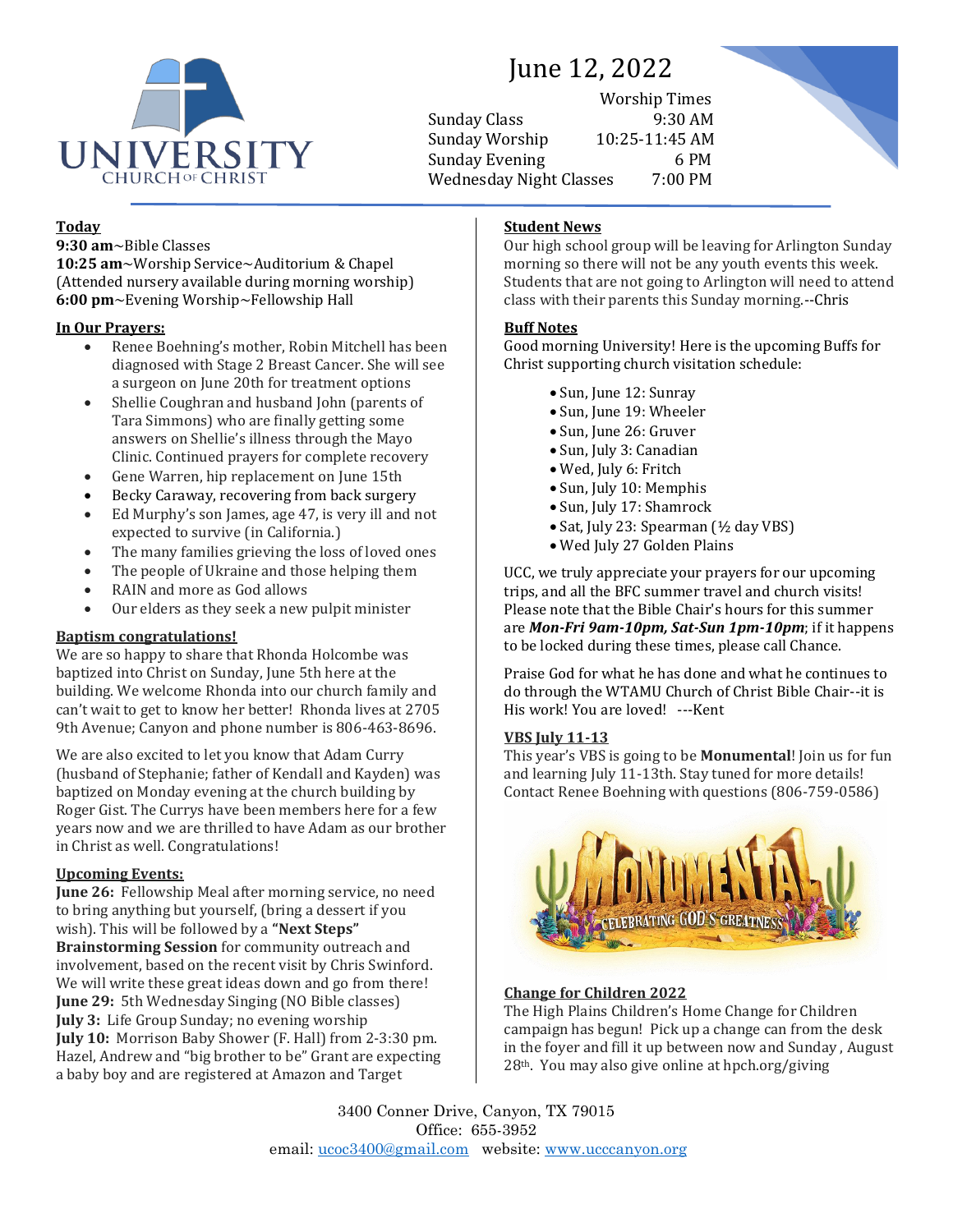UNIVERSITY
CHURCH OF CHRIST

# June 12, 2022

| Worship Times | |
|---|---|
| Sunday Class | 9:30 AM |
| Sunday Worship | 10:25-11:45 AM |
| Sunday Evening | 6 PM |
| Wednesday Night Classes | 7:00 PM |

## Today

**9:30 am**~Bible Classes
**10:25 am**~Worship Service~Auditorium & Chapel
(Attended nursery available during morning worship)
**6:00 pm**~Evening Worship~Fellowship Hall

## In Our Prayers:

- Renee Boehning's mother, Robin Mitchell has been diagnosed with Stage 2 Breast Cancer. She will see a surgeon on June 20th for treatment options
- Shellie Coughran and husband John (parents of Tara Simmons) who are finally getting some answers on Shellie's illness through the Mayo Clinic. Continued prayers for complete recovery
- Gene Warren, hip replacement on June 15th
- Becky Caraway, recovering from back surgery
- Ed Murphy's son James, age 47, is very ill and not expected to survive (in California.)
- The many families grieving the loss of loved ones
- The people of Ukraine and those helping them
- RAIN and more as God allows
- Our elders as they seek a new pulpit minister

## Baptism congratulations!

We are so happy to share that Rhonda Holcombe was baptized into Christ on Sunday, June 5th here at the building. We welcome Rhonda into our church family and can't wait to get to know her better! Rhonda lives at 2705 9th Avenue; Canyon and phone number is 806-463-8696.

We are also excited to let you know that Adam Curry (husband of Stephanie; father of Kendall and Kayden) was baptized on Monday evening at the church building by Roger Gist. The Currys have been members here for a few years now and we are thrilled to have Adam as our brother in Christ as well. Congratulations!

## Upcoming Events:

**June 26:** Fellowship Meal after morning service, no need to bring anything but yourself, (bring a dessert if you wish). This will be followed by a **"Next Steps" Brainstorming Session** for community outreach and involvement, based on the recent visit by Chris Swinford. We will write these great ideas down and go from there!
**June 29:** 5th Wednesday Singing (NO Bible classes)
**July 3:** Life Group Sunday; no evening worship
**July 10:** Morrison Baby Shower (F. Hall) from 2-3:30 pm. Hazel, Andrew and "big brother to be" Grant are expecting a baby boy and are registered at Amazon and Target

## Student News

Our high school group will be leaving for Arlington Sunday morning so there will not be any youth events this week. Students that are not going to Arlington will need to attend class with their parents this Sunday morning.--Chris

## Buff Notes

Good morning University! Here is the upcoming Buffs for Christ supporting church visitation schedule:

- Sun, June 12: Sunray
- Sun, June 19: Wheeler
- Sun, June 26: Gruver
- Sun, July 3: Canadian
- Wed, July 6: Fritch
- Sun, July 10: Memphis
- Sun, July 17: Shamrock
- Sat, July 23: Spearman (½ day VBS)
- Wed July 27 Golden Plains

UCC, we truly appreciate your prayers for our upcoming trips, and all the BFC summer travel and church visits! Please note that the Bible Chair's hours for this summer are ***Mon-Fri 9am-10pm, Sat-Sun 1pm-10pm***; if it happens to be locked during these times, please call Chance.

Praise God for what he has done and what he continues to do through the WTAMU Church of Christ Bible Chair--it is His work! You are loved! ---Kent

## VBS July 11-13

This year's VBS is going to be **Monumental**! Join us for fun and learning July 11-13th. Stay tuned for more details! Contact Renee Boehning with questions (806-759-0586)

MONUMENTAL
CELEBRATING GOD'S GREATNESS

## Change for Children 2022

The High Plains Children's Home Change for Children campaign has begun! Pick up a change can from the desk in the foyer and fill it up between now and Sunday , August 28th. You may also give online at hpch.org/giving

3400 Conner Drive, Canyon, TX 79015
Office: 655-3952
email: ucoc3400@gmail.com website: www.ucccanyon.org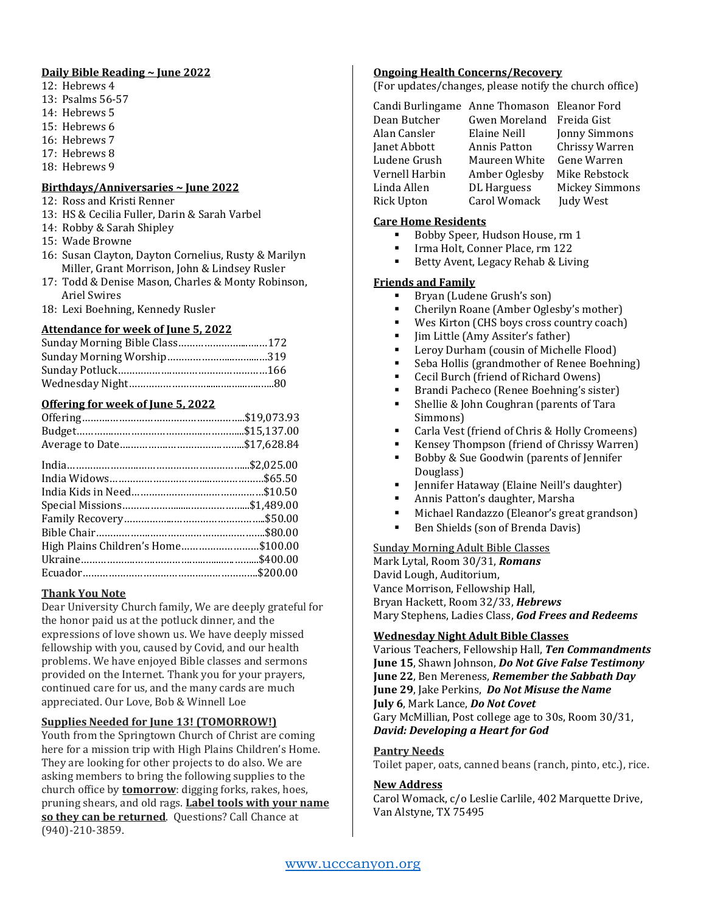## Daily Bible Reading ~ June 2022

12: Hebrews 4
13: Psalms 56-57
14: Hebrews 5
15: Hebrews 6
16: Hebrews 7
17: Hebrews 8
18: Hebrews 9

## Birthdays/Anniversaries ~ June 2022

12: Ross and Kristi Renner
13: HS & Cecilia Fuller, Darin & Sarah Varbel
14: Robby & Sarah Shipley
15: Wade Browne
16: Susan Clayton, Dayton Cornelius, Rusty & Marilyn Miller, Grant Morrison, John & Lindsey Rusler
17: Todd & Denise Mason, Charles & Monty Robinson, Ariel Swires
18: Lexi Boehning, Kennedy Rusler

## Attendance for week of June 5, 2022

| | |
|---|---|
| Sunday Morning Bible Class | 172 |
| Sunday Morning Worship | 319 |
| Sunday Potluck | 166 |
| Wednesday Night | 80 |

## Offering for week of June 5, 2022

| | |
|---|---|
| Offering | $19,073.93 |
| Budget | $15,137.00 |
| Average to Date | $17,628.84 |

| | |
|---|---|
| India | $2,025.00 |
| India Widows | $65.50 |
| India Kids in Need | $10.50 |
| Special Missions | $1,489.00 |
| Family Recovery | $50.00 |
| Bible Chair | $80.00 |
| High Plains Children's Home | $100.00 |
| Ukraine | $400.00 |
| Ecuador | $200.00 |

## Thank You Note

Dear University Church family, We are deeply grateful for the honor paid us at the potluck dinner, and the expressions of love shown us. We have deeply missed fellowship with you, caused by Covid, and our health problems. We have enjoyed Bible classes and sermons provided on the Internet. Thank you for your prayers, continued care for us, and the many cards are much appreciated. Our Love, Bob & Winnell Loe

## Supplies Needed for June 13! (TOMORROW!)

Youth from the Springtown Church of Christ are coming here for a mission trip with High Plains Children's Home. They are looking for other projects to do also. We are asking members to bring the following supplies to the church office by **tomorrow**: digging forks, rakes, hoes, pruning shears, and old rags. **Label tools with your name so they can be returned**. Questions? Call Chance at (940)-210-3859.

## Ongoing Health Concerns/Recovery

(For updates/changes, please notify the church office)

| | | |
|---|---|---|
| Candi Burlingame | Anne Thomason | Eleanor Ford |
| Dean Butcher | Gwen Moreland | Freida Gist |
| Alan Cansler | Elaine Neill | Jonny Simmons |
| Janet Abbott | Annis Patton | Chrissy Warren |
| Ludene Grush | Maureen White | Gene Warren |
| Vernell Harbin | Amber Oglesby | Mike Rebstock |
| Linda Allen | DL Harguess | Mickey Simmons |
| Rick Upton | Carol Womack | Judy West |

## Care Home Residents

- Bobby Speer, Hudson House, rm 1
- Irma Holt, Conner Place, rm 122
- Betty Avent, Legacy Rehab & Living

## Friends and Family

- Bryan (Ludene Grush's son)
- Cherilyn Roane (Amber Oglesby's mother)
- Wes Kirton (CHS boys cross country coach)
- Jim Little (Amy Assiter's father)
- Leroy Durham (cousin of Michelle Flood)
- Seba Hollis (grandmother of Renee Boehning)
- Cecil Burch (friend of Richard Owens)
- Brandi Pacheco (Renee Boehning's sister)
- Shellie & John Coughran (parents of Tara Simmons)
- Carla Vest (friend of Chris & Holly Cromeens)
- Kensey Thompson (friend of Chrissy Warren)
- Bobby & Sue Goodwin (parents of Jennifer Douglass)
- Jennifer Hataway (Elaine Neill's daughter)
- Annis Patton's daughter, Marsha
- Michael Randazzo (Eleanor's great grandson)
- Ben Shields (son of Brenda Davis)

Sunday Morning Adult Bible Classes

Mark Lytal, Room 30/31, ***Romans***
David Lough, Auditorium,
Vance Morrison, Fellowship Hall,
Bryan Hackett, Room 32/33, ***Hebrews***
Mary Stephens, Ladies Class, ***God Frees and Redeems***

## Wednesday Night Adult Bible Classes

Various Teachers, Fellowship Hall, ***Ten Commandments***
**June 15**, Shawn Johnson, ***Do Not Give False Testimony***
**June 22**, Ben Mereness, ***Remember the Sabbath Day***
**June 29**, Jake Perkins, ***Do Not Misuse the Name***
**July 6**, Mark Lance, ***Do Not Covet***
Gary McMillian, Post college age to 30s, Room 30/31, ***David: Developing a Heart for God***

## Pantry Needs

Toilet paper, oats, canned beans (ranch, pinto, etc.), rice.

## New Address

Carol Womack, c/o Leslie Carlile, 402 Marquette Drive, Van Alstyne, TX 75495

www.ucccanyon.org